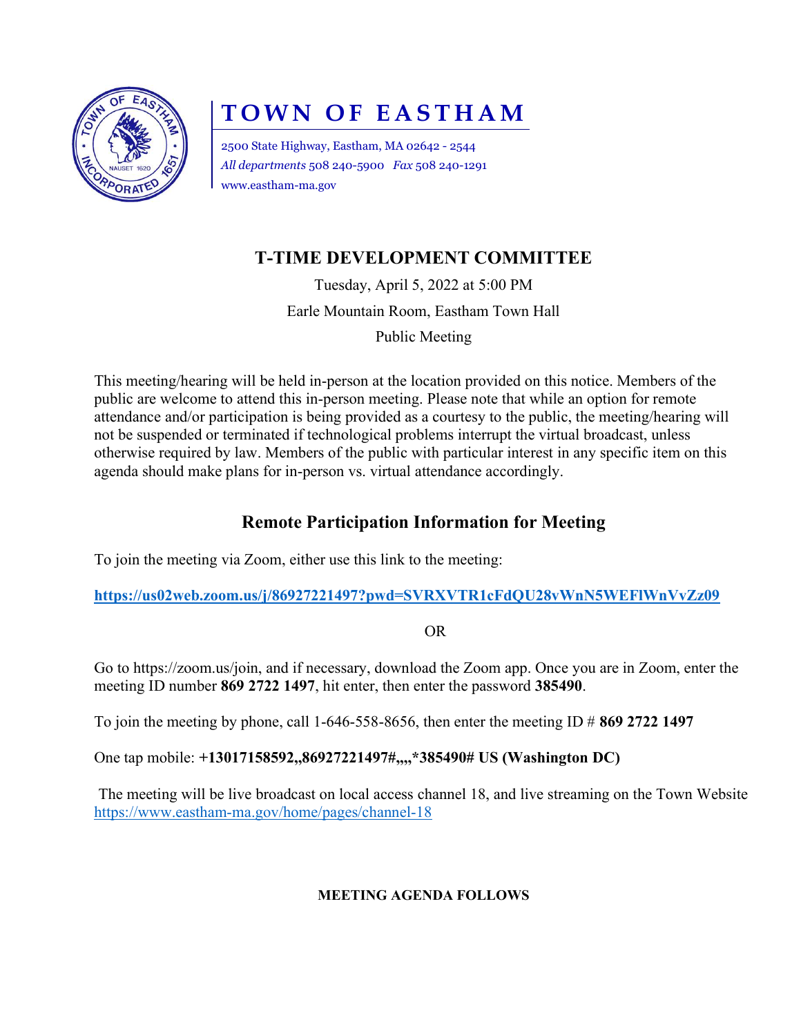# TOWN OF EASTHAM

2500 State Highway, Eastham, MA 02642 - 2544
*All departments* 508 240-5900 *Fax* 508 240-1291
www.eastham-ma.gov

## T-TIME DEVELOPMENT COMMITTEE

Tuesday, April 5, 2022 at 5:00 PM
Earle Mountain Room, Eastham Town Hall
Public Meeting

This meeting/hearing will be held in-person at the location provided on this notice. Members of the public are welcome to attend this in-person meeting. Please note that while an option for remote attendance and/or participation is being provided as a courtesy to the public, the meeting/hearing will not be suspended or terminated if technological problems interrupt the virtual broadcast, unless otherwise required by law. Members of the public with particular interest in any specific item on this agenda should make plans for in-person vs. virtual attendance accordingly.

## Remote Participation Information for Meeting

To join the meeting via Zoom, either use this link to the meeting:

**https://us02web.zoom.us/j/86927221497?pwd=SVRXVTR1cFdQU28vWnN5WEFlWnVvZz09**

OR

Go to https://zoom.us/join, and if necessary, download the Zoom app. Once you are in Zoom, enter the meeting ID number **869 2722 1497**, hit enter, then enter the password **385490**.

To join the meeting by phone, call 1-646-558-8656, then enter the meeting ID # **869 2722 1497**

One tap mobile: **+13017158592,,86927221497#,,,,*385490# US (Washington DC)**

The meeting will be live broadcast on local access channel 18, and live streaming on the Town Website https://www.eastham-ma.gov/home/pages/channel-18

**MEETING AGENDA FOLLOWS**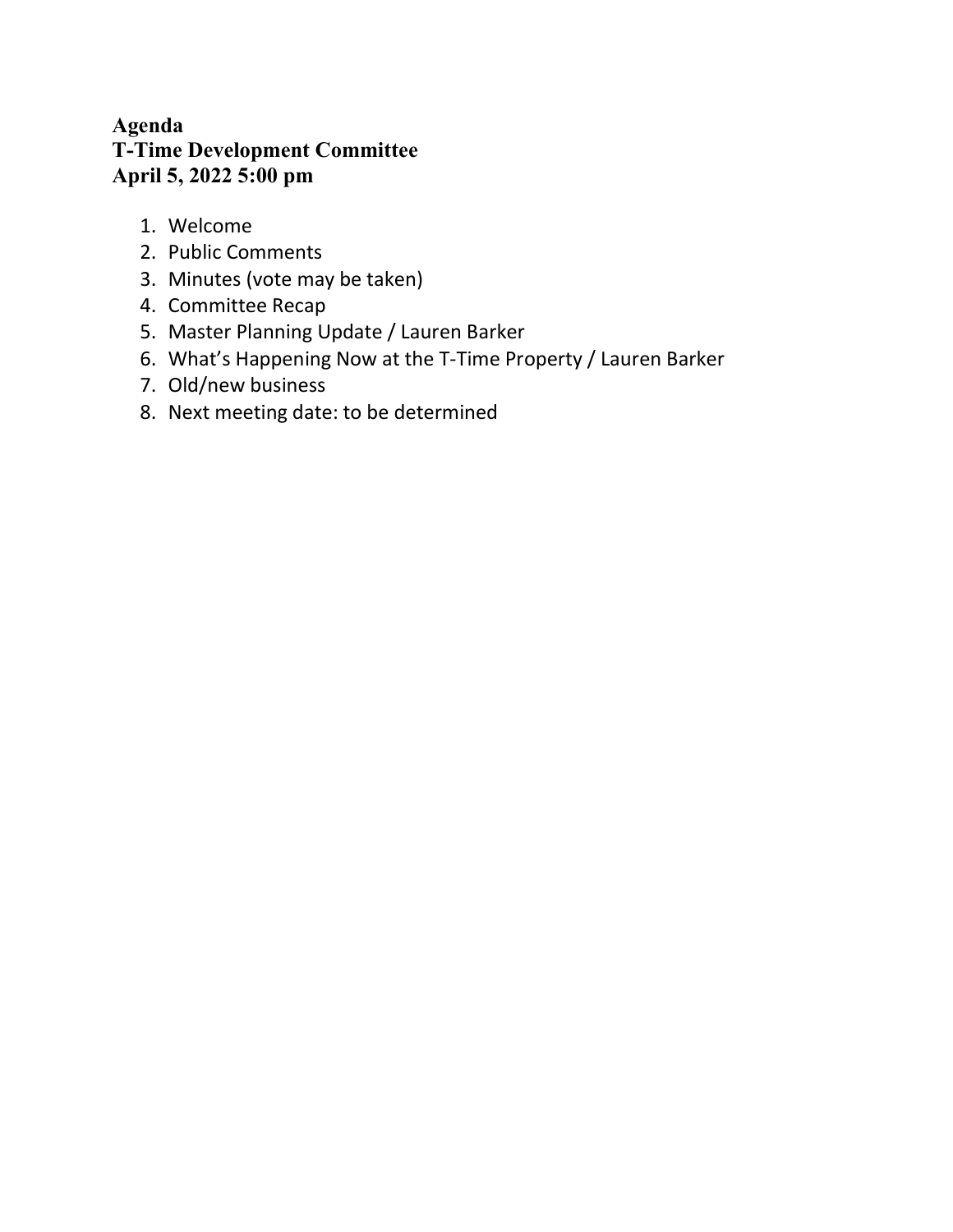**Agenda**
**T-Time Development Committee**
**April 5, 2022 5:00 pm**

1. Welcome
2. Public Comments
3. Minutes (vote may be taken)
4. Committee Recap
5. Master Planning Update / Lauren Barker
6. What's Happening Now at the T-Time Property / Lauren Barker
7. Old/new business
8. Next meeting date: to be determined